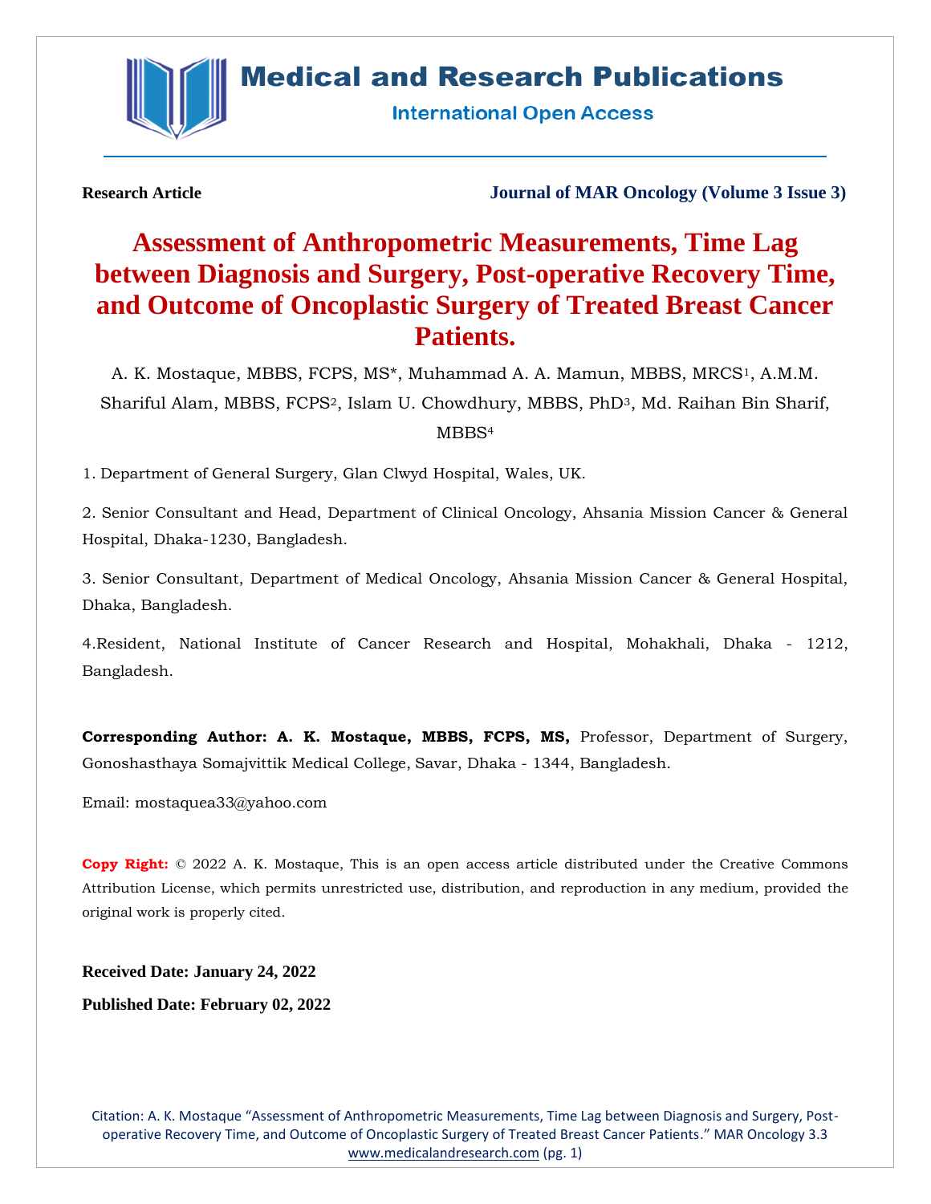Research Article

Journal of MAR Oncology (Volume 3 Issue 3)

# Assessment of Anthropometric Measurements, Time Lag between Diagnosis and Surgery, Post-operative Recovery Time, and Outcome of Oncoplastic Surgery of Treated Breast Cancer Patients.

A. K. Mostaque, MBBS, FCPS, MS*, Muhammad A. A. Mamun, MBBS, MRCS[1], A.M.M. Shariful Alam, MBBS, FCPS[2], Islam U. Chowdhury, MBBS, PhD[3], Md. Raihan Bin Sharif, MBBS[4]

1. Department of General Surgery, Glan Clwyd Hospital, Wales, UK.

2. Senior Consultant and Head, Department of Clinical Oncology, Ahsania Mission Cancer & General Hospital, Dhaka-1230, Bangladesh.

3. Senior Consultant, Department of Medical Oncology, Ahsania Mission Cancer & General Hospital, Dhaka, Bangladesh.

4. Resident, National Institute of Cancer Research and Hospital, Mohakhali, Dhaka - 1212, Bangladesh.

**Corresponding Author: A. K. Mostaque, MBBS, FCPS, MS,** Professor, Department of Surgery, Gonoshasthaya Somajvittik Medical College, Savar, Dhaka - 1344, Bangladesh.

Email: mostaquea33@yahoo.com

**Copy Right:** © 2022 A. K. Mostaque, This is an open access article distributed under the Creative Commons Attribution License, which permits unrestricted use, distribution, and reproduction in any medium, provided the original work is properly cited.

**Received Date: January 24, 2022**

**Published Date: February 02, 2022**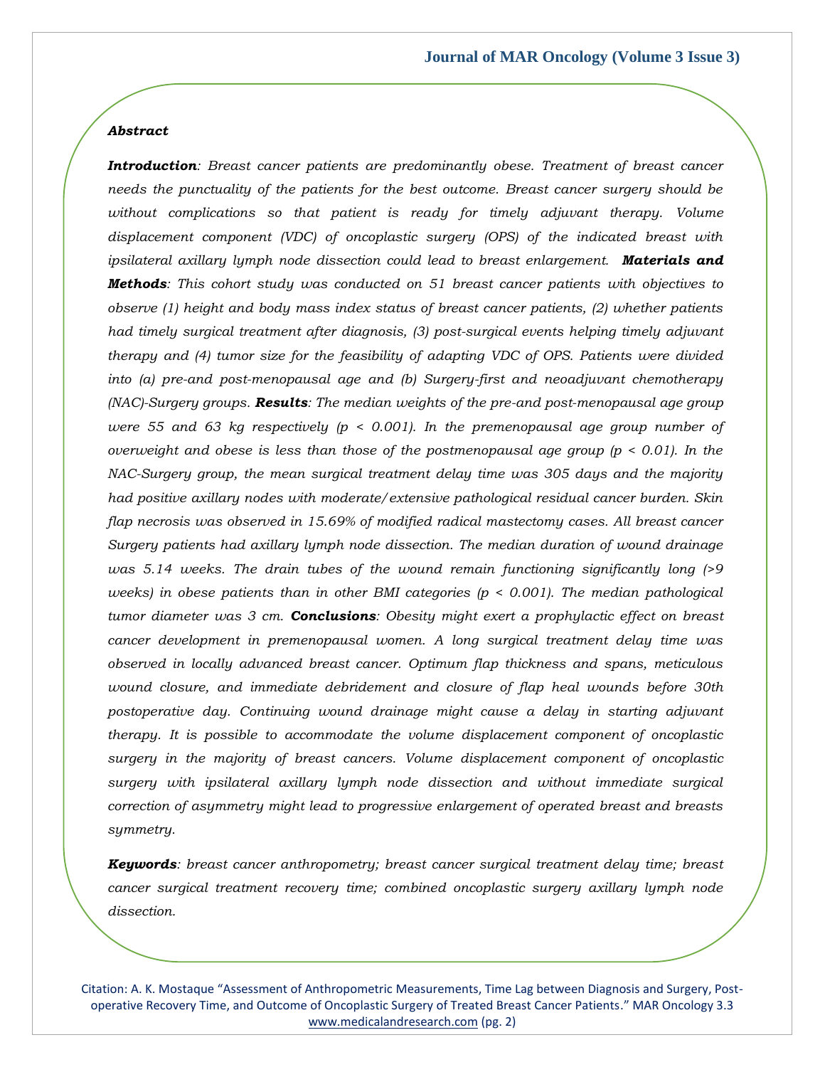***Abstract***

***Introduction****: Breast cancer patients are predominantly obese. Treatment of breast cancer needs the punctuality of the patients for the best outcome. Breast cancer surgery should be without complications so that patient is ready for timely adjuvant therapy. Volume displacement component (VDC) of oncoplastic surgery (OPS) of the indicated breast with ipsilateral axillary lymph node dissection could lead to breast enlargement.* ***Materials and Methods****: This cohort study was conducted on 51 breast cancer patients with objectives to observe (1) height and body mass index status of breast cancer patients, (2) whether patients had timely surgical treatment after diagnosis, (3) post-surgical events helping timely adjuvant therapy and (4) tumor size for the feasibility of adapting VDC of OPS. Patients were divided into (a) pre-and post-menopausal age and (b) Surgery-first and neoadjuvant chemotherapy (NAC)-Surgery groups.* ***Results****: The median weights of the pre-and post-menopausal age group were 55 and 63 kg respectively ($p < 0.001$). In the premenopausal age group number of overweight and obese is less than those of the postmenopausal age group ($p < 0.01$). In the NAC-Surgery group, the mean surgical treatment delay time was 305 days and the majority had positive axillary nodes with moderate/extensive pathological residual cancer burden. Skin flap necrosis was observed in 15.69% of modified radical mastectomy cases. All breast cancer Surgery patients had axillary lymph node dissection. The median duration of wound drainage was 5.14 weeks. The drain tubes of the wound remain functioning significantly long (>9 weeks) in obese patients than in other BMI categories ($p < 0.001$). The median pathological tumor diameter was 3 cm.* ***Conclusions****: Obesity might exert a prophylactic effect on breast cancer development in premenopausal women. A long surgical treatment delay time was observed in locally advanced breast cancer. Optimum flap thickness and spans, meticulous wound closure, and immediate debridement and closure of flap heal wounds before 30th postoperative day. Continuing wound drainage might cause a delay in starting adjuvant therapy. It is possible to accommodate the volume displacement component of oncoplastic surgery in the majority of breast cancers. Volume displacement component of oncoplastic surgery with ipsilateral axillary lymph node dissection and without immediate surgical correction of asymmetry might lead to progressive enlargement of operated breast and breasts symmetry.*

***Keywords****: breast cancer anthropometry; breast cancer surgical treatment delay time; breast cancer surgical treatment recovery time; combined oncoplastic surgery axillary lymph node dissection.*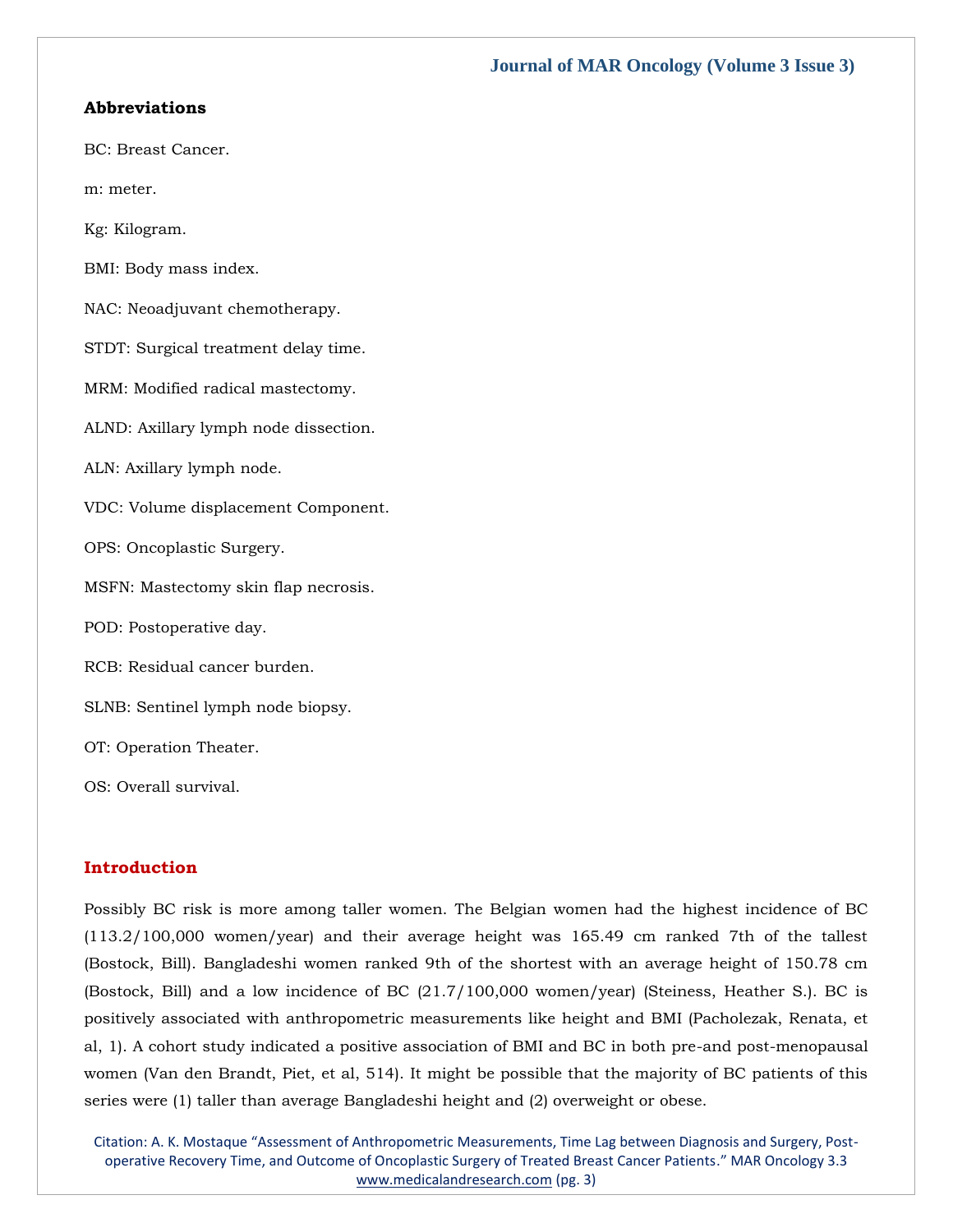## Abbreviations

BC: Breast Cancer.

m: meter.

Kg: Kilogram.

BMI: Body mass index.

NAC: Neoadjuvant chemotherapy.

STDT: Surgical treatment delay time.

MRM: Modified radical mastectomy.

ALND: Axillary lymph node dissection.

ALN: Axillary lymph node.

VDC: Volume displacement Component.

OPS: Oncoplastic Surgery.

MSFN: Mastectomy skin flap necrosis.

POD: Postoperative day.

RCB: Residual cancer burden.

SLNB: Sentinel lymph node biopsy.

OT: Operation Theater.

OS: Overall survival.

## Introduction

Possibly BC risk is more among taller women. The Belgian women had the highest incidence of BC (113.2/100,000 women/year) and their average height was 165.49 cm ranked 7th of the tallest (Bostock, Bill). Bangladeshi women ranked 9th of the shortest with an average height of 150.78 cm (Bostock, Bill) and a low incidence of BC (21.7/100,000 women/year) (Steiness, Heather S.). BC is positively associated with anthropometric measurements like height and BMI (Pacholezak, Renata, et al, 1). A cohort study indicated a positive association of BMI and BC in both pre-and post-menopausal women (Van den Brandt, Piet, et al, 514). It might be possible that the majority of BC patients of this series were (1) taller than average Bangladeshi height and (2) overweight or obese.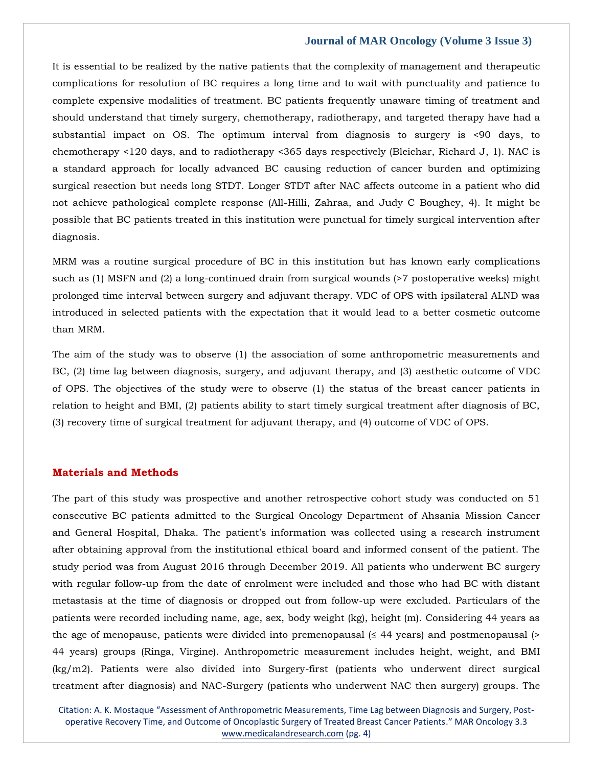It is essential to be realized by the native patients that the complexity of management and therapeutic complications for resolution of BC requires a long time and to wait with punctuality and patience to complete expensive modalities of treatment. BC patients frequently unaware timing of treatment and should understand that timely surgery, chemotherapy, radiotherapy, and targeted therapy have had a substantial impact on OS. The optimum interval from diagnosis to surgery is <90 days, to chemotherapy <120 days, and to radiotherapy <365 days respectively (Bleichar, Richard J, 1). NAC is a standard approach for locally advanced BC causing reduction of cancer burden and optimizing surgical resection but needs long STDT. Longer STDT after NAC affects outcome in a patient who did not achieve pathological complete response (All-Hilli, Zahraa, and Judy C Boughey, 4). It might be possible that BC patients treated in this institution were punctual for timely surgical intervention after diagnosis.

MRM was a routine surgical procedure of BC in this institution but has known early complications such as (1) MSFN and (2) a long-continued drain from surgical wounds (>7 postoperative weeks) might prolonged time interval between surgery and adjuvant therapy. VDC of OPS with ipsilateral ALND was introduced in selected patients with the expectation that it would lead to a better cosmetic outcome than MRM.

The aim of the study was to observe (1) the association of some anthropometric measurements and BC, (2) time lag between diagnosis, surgery, and adjuvant therapy, and (3) aesthetic outcome of VDC of OPS. The objectives of the study were to observe (1) the status of the breast cancer patients in relation to height and BMI, (2) patients ability to start timely surgical treatment after diagnosis of BC, (3) recovery time of surgical treatment for adjuvant therapy, and (4) outcome of VDC of OPS.

## Materials and Methods

The part of this study was prospective and another retrospective cohort study was conducted on 51 consecutive BC patients admitted to the Surgical Oncology Department of Ahsania Mission Cancer and General Hospital, Dhaka. The patient's information was collected using a research instrument after obtaining approval from the institutional ethical board and informed consent of the patient. The study period was from August 2016 through December 2019. All patients who underwent BC surgery with regular follow-up from the date of enrolment were included and those who had BC with distant metastasis at the time of diagnosis or dropped out from follow-up were excluded. Particulars of the patients were recorded including name, age, sex, body weight (kg), height (m). Considering 44 years as the age of menopause, patients were divided into premenopausal (≤ 44 years) and postmenopausal (> 44 years) groups (Ringa, Virgine). Anthropometric measurement includes height, weight, and BMI ($kg/m^2$). Patients were also divided into Surgery-first (patients who underwent direct surgical treatment after diagnosis) and NAC-Surgery (patients who underwent NAC then surgery) groups. The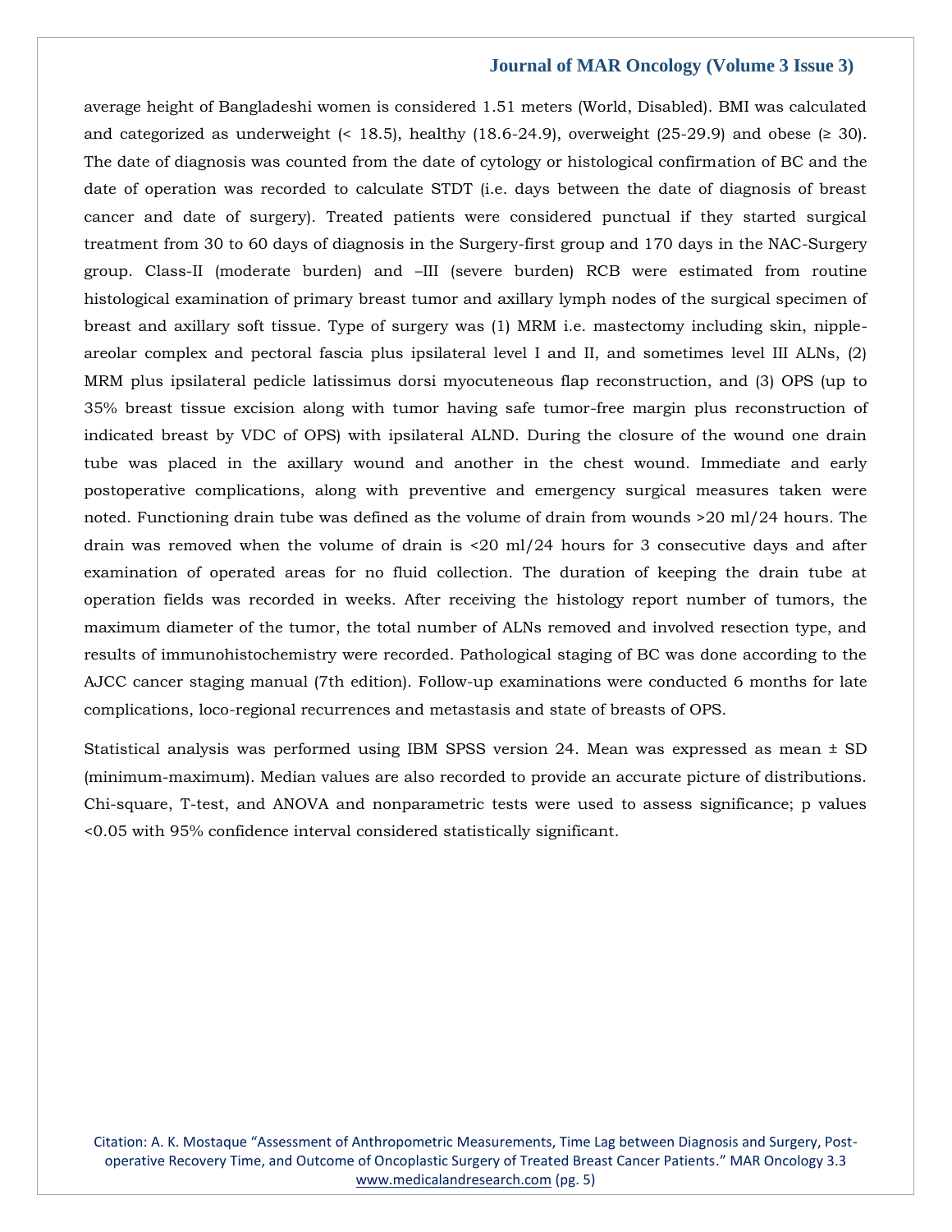average height of Bangladeshi women is considered 1.51 meters (World, Disabled). BMI was calculated and categorized as underweight (< 18.5), healthy (18.6-24.9), overweight (25-29.9) and obese (≥ 30). The date of diagnosis was counted from the date of cytology or histological confirmation of BC and the date of operation was recorded to calculate STDT (i.e. days between the date of diagnosis of breast cancer and date of surgery). Treated patients were considered punctual if they started surgical treatment from 30 to 60 days of diagnosis in the Surgery-first group and 170 days in the NAC-Surgery group. Class-II (moderate burden) and –III (severe burden) RCB were estimated from routine histological examination of primary breast tumor and axillary lymph nodes of the surgical specimen of breast and axillary soft tissue. Type of surgery was (1) MRM i.e. mastectomy including skin, nipple-areolar complex and pectoral fascia plus ipsilateral level I and II, and sometimes level III ALNs, (2) MRM plus ipsilateral pedicle latissimus dorsi myocuteneous flap reconstruction, and (3) OPS (up to 35% breast tissue excision along with tumor having safe tumor-free margin plus reconstruction of indicated breast by VDC of OPS) with ipsilateral ALND. During the closure of the wound one drain tube was placed in the axillary wound and another in the chest wound. Immediate and early postoperative complications, along with preventive and emergency surgical measures taken were noted. Functioning drain tube was defined as the volume of drain from wounds >20 ml/24 hours. The drain was removed when the volume of drain is <20 ml/24 hours for 3 consecutive days and after examination of operated areas for no fluid collection. The duration of keeping the drain tube at operation fields was recorded in weeks. After receiving the histology report number of tumors, the maximum diameter of the tumor, the total number of ALNs removed and involved resection type, and results of immunohistochemistry were recorded. Pathological staging of BC was done according to the AJCC cancer staging manual (7th edition). Follow-up examinations were conducted 6 months for late complications, loco-regional recurrences and metastasis and state of breasts of OPS.

Statistical analysis was performed using IBM SPSS version 24. Mean was expressed as mean ± SD (minimum-maximum). Median values are also recorded to provide an accurate picture of distributions. Chi-square, T-test, and ANOVA and nonparametric tests were used to assess significance; p values <0.05 with 95% confidence interval considered statistically significant.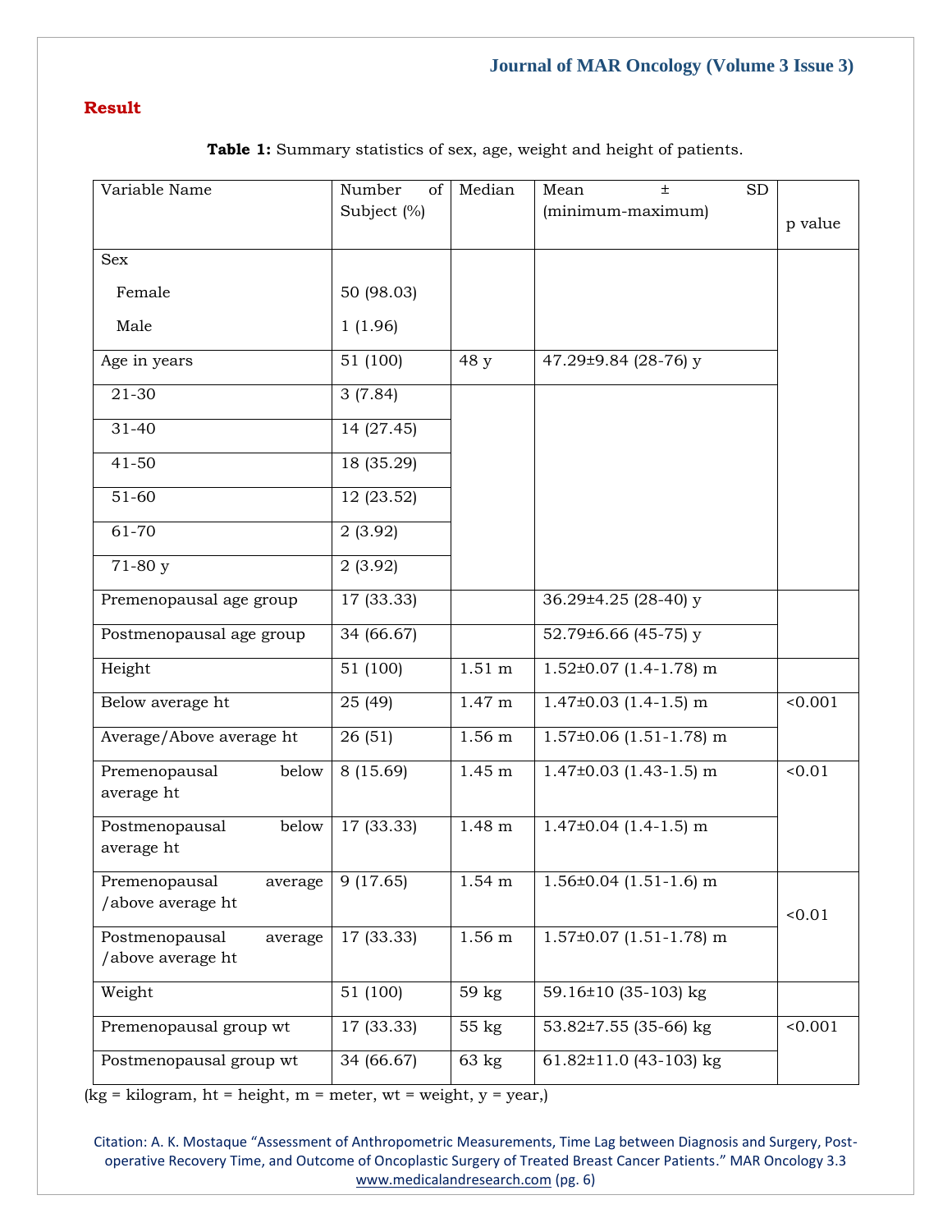## Result

**Table 1:** Summary statistics of sex, age, weight and height of patients.

| Variable Name | Number of Subject (%) | Median | Mean ± SD (minimum-maximum) | p value |
|---|---|---|---|---|
| Sex | | | | |
| Female | 50 (98.03) | | | |
| Male | 1 (1.96) | | | |
| Age in years | 51 (100) | 48 y | 47.29±9.84 (28-76) y | |
| 21-30 | 3 (7.84) | | | |
| 31-40 | 14 (27.45) | | | |
| 41-50 | 18 (35.29) | | | |
| 51-60 | 12 (23.52) | | | |
| 61-70 | 2 (3.92) | | | |
| 71-80 y | 2 (3.92) | | | |
| Premenopausal age group | 17 (33.33) | | 36.29±4.25 (28-40) y | |
| Postmenopausal age group | 34 (66.67) | | 52.79±6.66 (45-75) y | |
| Height | 51 (100) | 1.51 m | 1.52±0.07 (1.4-1.78) m | |
| Below average ht | 25 (49) | 1.47 m | 1.47±0.03 (1.4-1.5) m | <0.001 |
| Average/Above average ht | 26 (51) | 1.56 m | 1.57±0.06 (1.51-1.78) m | |
| Premenopausal below average ht | 8 (15.69) | 1.45 m | 1.47±0.03 (1.43-1.5) m | <0.01 |
| Postmenopausal below average ht | 17 (33.33) | 1.48 m | 1.47±0.04 (1.4-1.5) m | |
| Premenopausal average /above average ht | 9 (17.65) | 1.54 m | 1.56±0.04 (1.51-1.6) m | <0.01 |
| Postmenopausal average /above average ht | 17 (33.33) | 1.56 m | 1.57±0.07 (1.51-1.78) m | |
| Weight | 51 (100) | 59 kg | 59.16±10 (35-103) kg | |
| Premenopausal group wt | 17 (33.33) | 55 kg | 53.82±7.55 (35-66) kg | <0.001 |
| Postmenopausal group wt | 34 (66.67) | 63 kg | 61.82±11.0 (43-103) kg | |

(kg = kilogram, ht = height, m = meter, wt = weight, y = year,)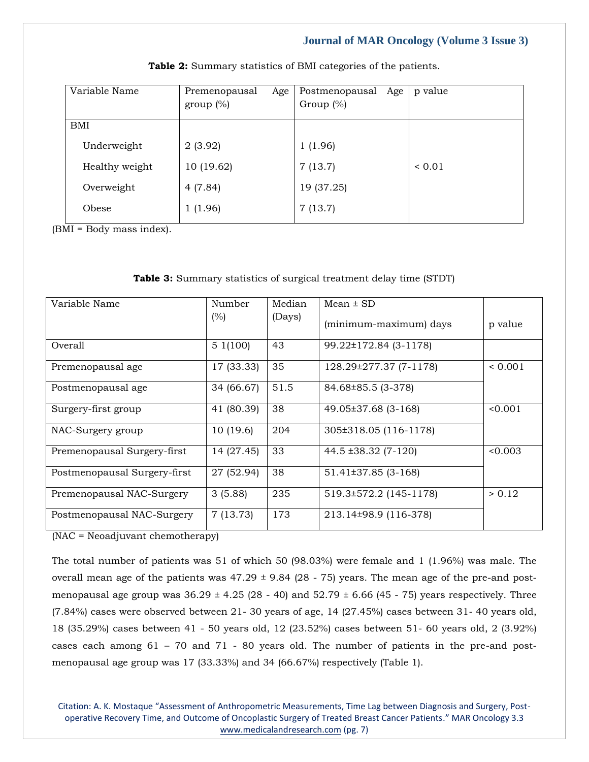**Table 2:** Summary statistics of BMI categories of the patients.

| Variable Name | Premenopausal Age group (%) | Postmenopausal Age Group (%) | p value |
|---|---|---|---|
| BMI | | | |
| Underweight | 2 (3.92) | 1 (1.96) | |
| Healthy weight | 10 (19.62) | 7 (13.7) | < 0.01 |
| Overweight | 4 (7.84) | 19 (37.25) | |
| Obese | 1 (1.96) | 7 (13.7) | |

(BMI = Body mass index).

**Table 3:** Summary statistics of surgical treatment delay time (STDT)

| Variable Name | Number (%) | Median (Days) | Mean ± SD (minimum-maximum) days | p value |
|---|---|---|---|---|
| Overall | 5 1(100) | 43 | 99.22±172.84 (3-1178) | |
| Premenopausal age | 17 (33.33) | 35 | 128.29±277.37 (7-1178) | < 0.001 |
| Postmenopausal age | 34 (66.67) | 51.5 | 84.68±85.5 (3-378) | |
| Surgery-first group | 41 (80.39) | 38 | 49.05±37.68 (3-168) | <0.001 |
| NAC-Surgery group | 10 (19.6) | 204 | 305±318.05 (116-1178) | |
| Premenopausal Surgery-first | 14 (27.45) | 33 | 44.5 ±38.32 (7-120) | <0.003 |
| Postmenopausal Surgery-first | 27 (52.94) | 38 | 51.41±37.85 (3-168) | |
| Premenopausal NAC-Surgery | 3 (5.88) | 235 | 519.3±572.2 (145-1178) | > 0.12 |
| Postmenopausal NAC-Surgery | 7 (13.73) | 173 | 213.14±98.9 (116-378) | |

(NAC = Neoadjuvant chemotherapy)

The total number of patients was 51 of which 50 (98.03%) were female and 1 (1.96%) was male. The overall mean age of the patients was 47.29 ± 9.84 (28 - 75) years. The mean age of the pre-and post-menopausal age group was 36.29 ± 4.25 (28 - 40) and 52.79 ± 6.66 (45 - 75) years respectively. Three (7.84%) cases were observed between 21- 30 years of age, 14 (27.45%) cases between 31- 40 years old, 18 (35.29%) cases between 41 - 50 years old, 12 (23.52%) cases between 51- 60 years old, 2 (3.92%) cases each among 61 – 70 and 71 - 80 years old. The number of patients in the pre-and post-menopausal age group was 17 (33.33%) and 34 (66.67%) respectively (Table 1).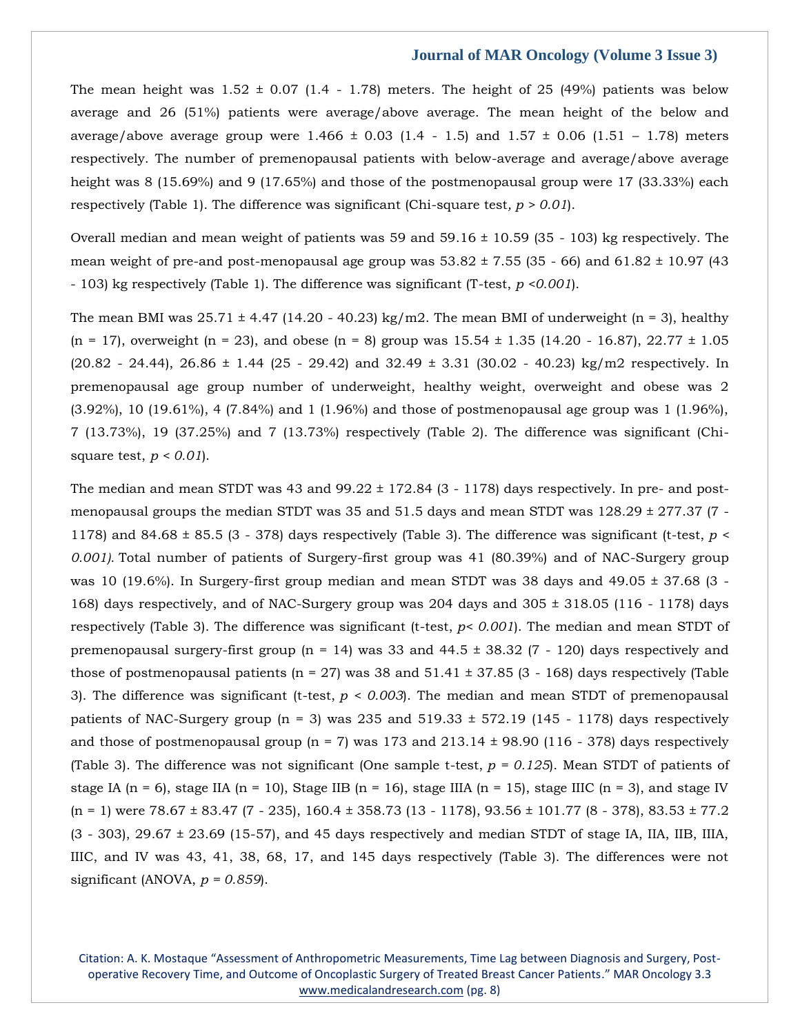The mean height was 1.52 ± 0.07 (1.4 - 1.78) meters. The height of 25 (49%) patients was below average and 26 (51%) patients were average/above average. The mean height of the below and average/above average group were 1.466 ± 0.03 (1.4 - 1.5) and 1.57 ± 0.06 (1.51 – 1.78) meters respectively. The number of premenopausal patients with below-average and average/above average height was 8 (15.69%) and 9 (17.65%) and those of the postmenopausal group were 17 (33.33%) each respectively (Table 1). The difference was significant (Chi-square test*, $p > 0.01$*).

Overall median and mean weight of patients was 59 and 59.16 ± 10.59 (35 - 103) kg respectively. The mean weight of pre-and post-menopausal age group was 53.82 ± 7.55 (35 - 66) and 61.82 ± 10.97 (43 - 103) kg respectively (Table 1). The difference was significant (T-test, $p < 0.001$).

The mean BMI was 25.71 ± 4.47 (14.20 - 40.23) kg/m2. The mean BMI of underweight (n = 3), healthy (n = 17), overweight (n = 23), and obese (n = 8) group was 15.54 ± 1.35 (14.20 - 16.87), 22.77 ± 1.05 (20.82 - 24.44), 26.86 ± 1.44 (25 - 29.42) and 32.49 ± 3.31 (30.02 - 40.23) kg/m2 respectively. In premenopausal age group number of underweight, healthy weight, overweight and obese was 2 (3.92%), 10 (19.61%), 4 (7.84%) and 1 (1.96%) and those of postmenopausal age group was 1 (1.96%), 7 (13.73%), 19 (37.25%) and 7 (13.73%) respectively (Table 2). The difference was significant (Chi-square test, $p < 0.01$).

The median and mean STDT was 43 and 99.22 ± 172.84 (3 - 1178) days respectively. In pre- and post-menopausal groups the median STDT was 35 and 51.5 days and mean STDT was 128.29 ± 277.37 (7 - 1178) and 84.68 ± 85.5 (3 - 378) days respectively (Table 3). The difference was significant (t-test, $p < 0.001$). Total number of patients of Surgery-first group was 41 (80.39%) and of NAC-Surgery group was 10 (19.6%). In Surgery-first group median and mean STDT was 38 days and 49.05 ± 37.68 (3 - 168) days respectively, and of NAC-Surgery group was 204 days and 305 ± 318.05 (116 - 1178) days respectively (Table 3). The difference was significant (t-test, $p < 0.001$). The median and mean STDT of premenopausal surgery-first group (n = 14) was 33 and 44.5 ± 38.32 (7 - 120) days respectively and those of postmenopausal patients (n = 27) was 38 and 51.41 ± 37.85 (3 - 168) days respectively (Table 3). The difference was significant (t-test, $p < 0.003$). The median and mean STDT of premenopausal patients of NAC-Surgery group (n = 3) was 235 and 519.33 ± 572.19 (145 - 1178) days respectively and those of postmenopausal group (n = 7) was 173 and 213.14 ± 98.90 (116 - 378) days respectively (Table 3). The difference was not significant (One sample t-test, $p = 0.125$). Mean STDT of patients of stage IA (n = 6), stage IIA (n = 10), Stage IIB (n = 16), stage IIIA (n = 15), stage IIIC (n = 3), and stage IV (n = 1) were 78.67 ± 83.47 (7 - 235), 160.4 ± 358.73 (13 - 1178), 93.56 ± 101.77 (8 - 378), 83.53 ± 77.2 (3 - 303), 29.67 ± 23.69 (15-57), and 45 days respectively and median STDT of stage IA, IIA, IIB, IIIA, IIIC, and IV was 43, 41, 38, 68, 17, and 145 days respectively (Table 3). The differences were not significant (ANOVA, $p = 0.859$).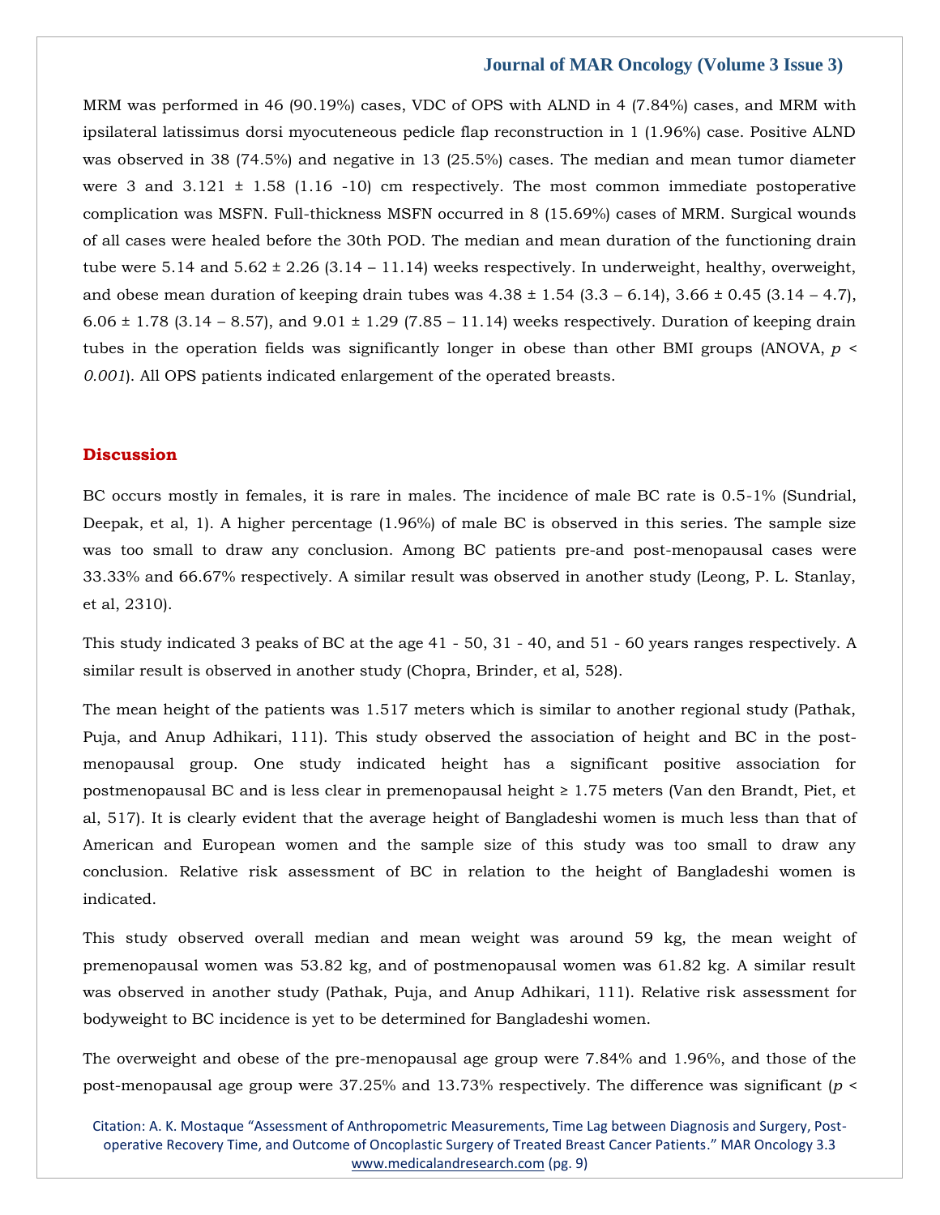MRM was performed in 46 (90.19%) cases, VDC of OPS with ALND in 4 (7.84%) cases, and MRM with ipsilateral latissimus dorsi myocuteneous pedicle flap reconstruction in 1 (1.96%) case. Positive ALND was observed in 38 (74.5%) and negative in 13 (25.5%) cases. The median and mean tumor diameter were 3 and 3.121 ± 1.58 (1.16 -10) cm respectively. The most common immediate postoperative complication was MSFN. Full-thickness MSFN occurred in 8 (15.69%) cases of MRM. Surgical wounds of all cases were healed before the 30th POD. The median and mean duration of the functioning drain tube were 5.14 and 5.62 ± 2.26 (3.14 – 11.14) weeks respectively. In underweight, healthy, overweight, and obese mean duration of keeping drain tubes was 4.38 ± 1.54 (3.3 – 6.14), 3.66 ± 0.45 (3.14 – 4.7), 6.06 ± 1.78 (3.14 – 8.57), and 9.01 ± 1.29 (7.85 – 11.14) weeks respectively. Duration of keeping drain tubes in the operation fields was significantly longer in obese than other BMI groups (ANOVA, $p < 0.001$). All OPS patients indicated enlargement of the operated breasts.

## Discussion

BC occurs mostly in females, it is rare in males. The incidence of male BC rate is 0.5-1% (Sundrial, Deepak, et al, 1). A higher percentage (1.96%) of male BC is observed in this series. The sample size was too small to draw any conclusion. Among BC patients pre-and post-menopausal cases were 33.33% and 66.67% respectively. A similar result was observed in another study (Leong, P. L. Stanlay, et al, 2310).

This study indicated 3 peaks of BC at the age 41 - 50, 31 - 40, and 51 - 60 years ranges respectively. A similar result is observed in another study (Chopra, Brinder, et al, 528).

The mean height of the patients was 1.517 meters which is similar to another regional study (Pathak, Puja, and Anup Adhikari, 111). This study observed the association of height and BC in the post-menopausal group. One study indicated height has a significant positive association for postmenopausal BC and is less clear in premenopausal height ≥ 1.75 meters (Van den Brandt, Piet, et al, 517). It is clearly evident that the average height of Bangladeshi women is much less than that of American and European women and the sample size of this study was too small to draw any conclusion. Relative risk assessment of BC in relation to the height of Bangladeshi women is indicated.

This study observed overall median and mean weight was around 59 kg, the mean weight of premenopausal women was 53.82 kg, and of postmenopausal women was 61.82 kg. A similar result was observed in another study (Pathak, Puja, and Anup Adhikari, 111). Relative risk assessment for bodyweight to BC incidence is yet to be determined for Bangladeshi women.

The overweight and obese of the pre-menopausal age group were 7.84% and 1.96%, and those of the post-menopausal age group were 37.25% and 13.73% respectively. The difference was significant ($p <$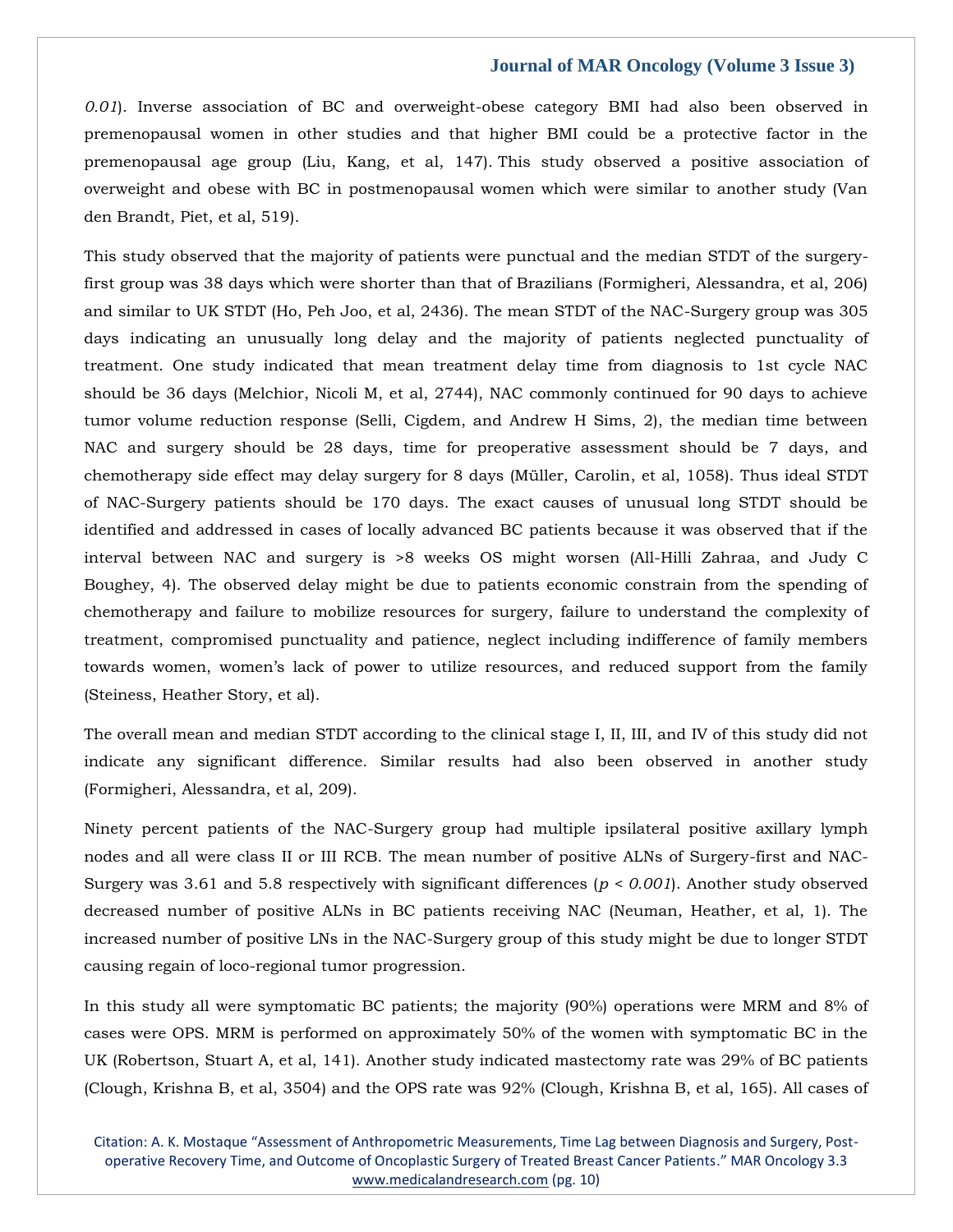*0.01*). Inverse association of BC and overweight-obese category BMI had also been observed in premenopausal women in other studies and that higher BMI could be a protective factor in the premenopausal age group (Liu, Kang, et al, 147). This study observed a positive association of overweight and obese with BC in postmenopausal women which were similar to another study (Van den Brandt, Piet, et al, 519).

This study observed that the majority of patients were punctual and the median STDT of the surgery-first group was 38 days which were shorter than that of Brazilians (Formigheri, Alessandra, et al, 206) and similar to UK STDT (Ho, Peh Joo, et al, 2436). The mean STDT of the NAC-Surgery group was 305 days indicating an unusually long delay and the majority of patients neglected punctuality of treatment. One study indicated that mean treatment delay time from diagnosis to 1st cycle NAC should be 36 days (Melchior, Nicoli M, et al, 2744), NAC commonly continued for 90 days to achieve tumor volume reduction response (Selli, Cigdem, and Andrew H Sims, 2), the median time between NAC and surgery should be 28 days, time for preoperative assessment should be 7 days, and chemotherapy side effect may delay surgery for 8 days (Müller, Carolin, et al, 1058). Thus ideal STDT of NAC-Surgery patients should be 170 days. The exact causes of unusual long STDT should be identified and addressed in cases of locally advanced BC patients because it was observed that if the interval between NAC and surgery is >8 weeks OS might worsen (All-Hilli Zahraa, and Judy C Boughey, 4). The observed delay might be due to patients economic constrain from the spending of chemotherapy and failure to mobilize resources for surgery, failure to understand the complexity of treatment, compromised punctuality and patience, neglect including indifference of family members towards women, women's lack of power to utilize resources, and reduced support from the family (Steiness, Heather Story, et al).

The overall mean and median STDT according to the clinical stage I, II, III, and IV of this study did not indicate any significant difference. Similar results had also been observed in another study (Formigheri, Alessandra, et al, 209).

Ninety percent patients of the NAC-Surgery group had multiple ipsilateral positive axillary lymph nodes and all were class II or III RCB. The mean number of positive ALNs of Surgery-first and NAC-Surgery was 3.61 and 5.8 respectively with significant differences ($p < 0.001$). Another study observed decreased number of positive ALNs in BC patients receiving NAC (Neuman, Heather, et al, 1). The increased number of positive LNs in the NAC-Surgery group of this study might be due to longer STDT causing regain of loco-regional tumor progression.

In this study all were symptomatic BC patients; the majority (90%) operations were MRM and 8% of cases were OPS. MRM is performed on approximately 50% of the women with symptomatic BC in the UK (Robertson, Stuart A, et al, 141). Another study indicated mastectomy rate was 29% of BC patients (Clough, Krishna B, et al, 3504) and the OPS rate was 92% (Clough, Krishna B, et al, 165). All cases of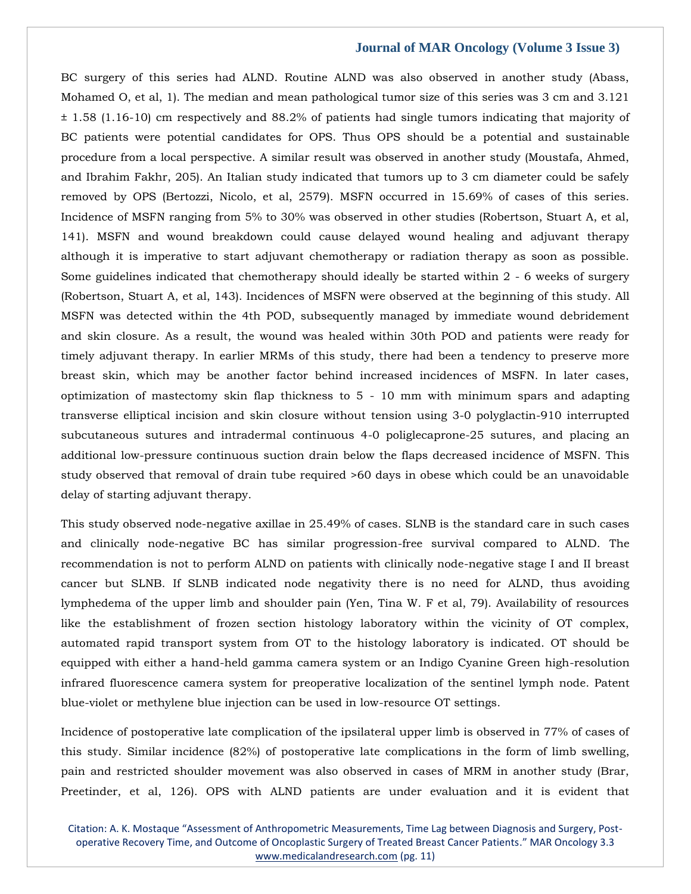BC surgery of this series had ALND. Routine ALND was also observed in another study (Abass, Mohamed O, et al, 1). The median and mean pathological tumor size of this series was 3 cm and 3.121 ± 1.58 (1.16-10) cm respectively and 88.2% of patients had single tumors indicating that majority of BC patients were potential candidates for OPS. Thus OPS should be a potential and sustainable procedure from a local perspective. A similar result was observed in another study (Moustafa, Ahmed, and Ibrahim Fakhr, 205). An Italian study indicated that tumors up to 3 cm diameter could be safely removed by OPS (Bertozzi, Nicolo, et al, 2579). MSFN occurred in 15.69% of cases of this series. Incidence of MSFN ranging from 5% to 30% was observed in other studies (Robertson, Stuart A, et al, 141). MSFN and wound breakdown could cause delayed wound healing and adjuvant therapy although it is imperative to start adjuvant chemotherapy or radiation therapy as soon as possible. Some guidelines indicated that chemotherapy should ideally be started within 2 - 6 weeks of surgery (Robertson, Stuart A, et al, 143). Incidences of MSFN were observed at the beginning of this study. All MSFN was detected within the 4th POD, subsequently managed by immediate wound debridement and skin closure. As a result, the wound was healed within 30th POD and patients were ready for timely adjuvant therapy. In earlier MRMs of this study, there had been a tendency to preserve more breast skin, which may be another factor behind increased incidences of MSFN. In later cases, optimization of mastectomy skin flap thickness to 5 - 10 mm with minimum spars and adapting transverse elliptical incision and skin closure without tension using 3-0 polyglactin-910 interrupted subcutaneous sutures and intradermal continuous 4-0 poliglecaprone-25 sutures, and placing an additional low-pressure continuous suction drain below the flaps decreased incidence of MSFN. This study observed that removal of drain tube required >60 days in obese which could be an unavoidable delay of starting adjuvant therapy.

This study observed node-negative axillae in 25.49% of cases. SLNB is the standard care in such cases and clinically node-negative BC has similar progression-free survival compared to ALND. The recommendation is not to perform ALND on patients with clinically node-negative stage I and II breast cancer but SLNB. If SLNB indicated node negativity there is no need for ALND, thus avoiding lymphedema of the upper limb and shoulder pain (Yen, Tina W. F et al, 79). Availability of resources like the establishment of frozen section histology laboratory within the vicinity of OT complex, automated rapid transport system from OT to the histology laboratory is indicated. OT should be equipped with either a hand-held gamma camera system or an Indigo Cyanine Green high-resolution infrared fluorescence camera system for preoperative localization of the sentinel lymph node. Patent blue-violet or methylene blue injection can be used in low-resource OT settings.

Incidence of postoperative late complication of the ipsilateral upper limb is observed in 77% of cases of this study. Similar incidence (82%) of postoperative late complications in the form of limb swelling, pain and restricted shoulder movement was also observed in cases of MRM in another study (Brar, Preetinder, et al, 126). OPS with ALND patients are under evaluation and it is evident that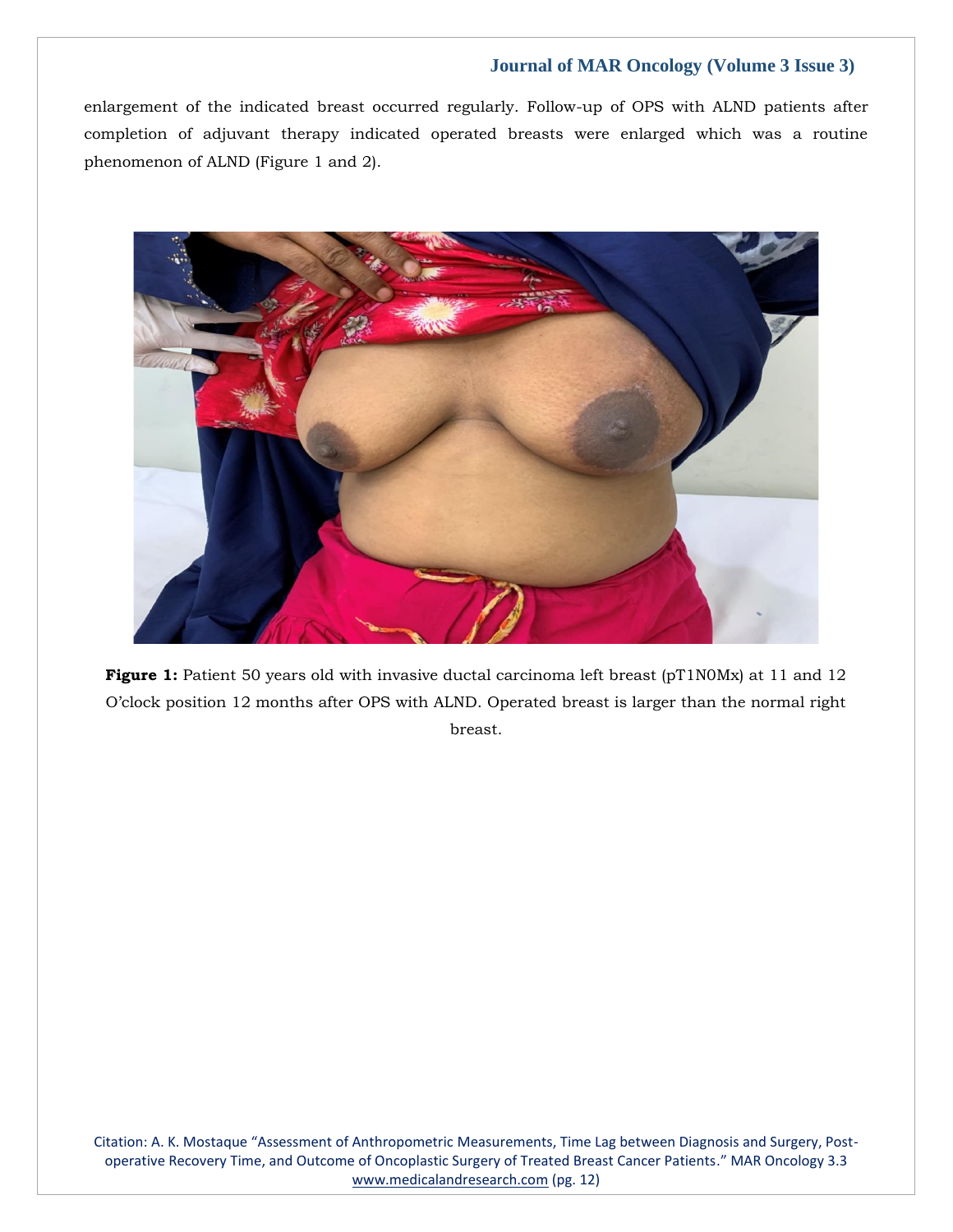enlargement of the indicated breast occurred regularly. Follow-up of OPS with ALND patients after completion of adjuvant therapy indicated operated breasts were enlarged which was a routine phenomenon of ALND (Figure 1 and 2).

**Figure 1:** Patient 50 years old with invasive ductal carcinoma left breast (pT1N0Mx) at 11 and 12 O'clock position 12 months after OPS with ALND. Operated breast is larger than the normal right breast.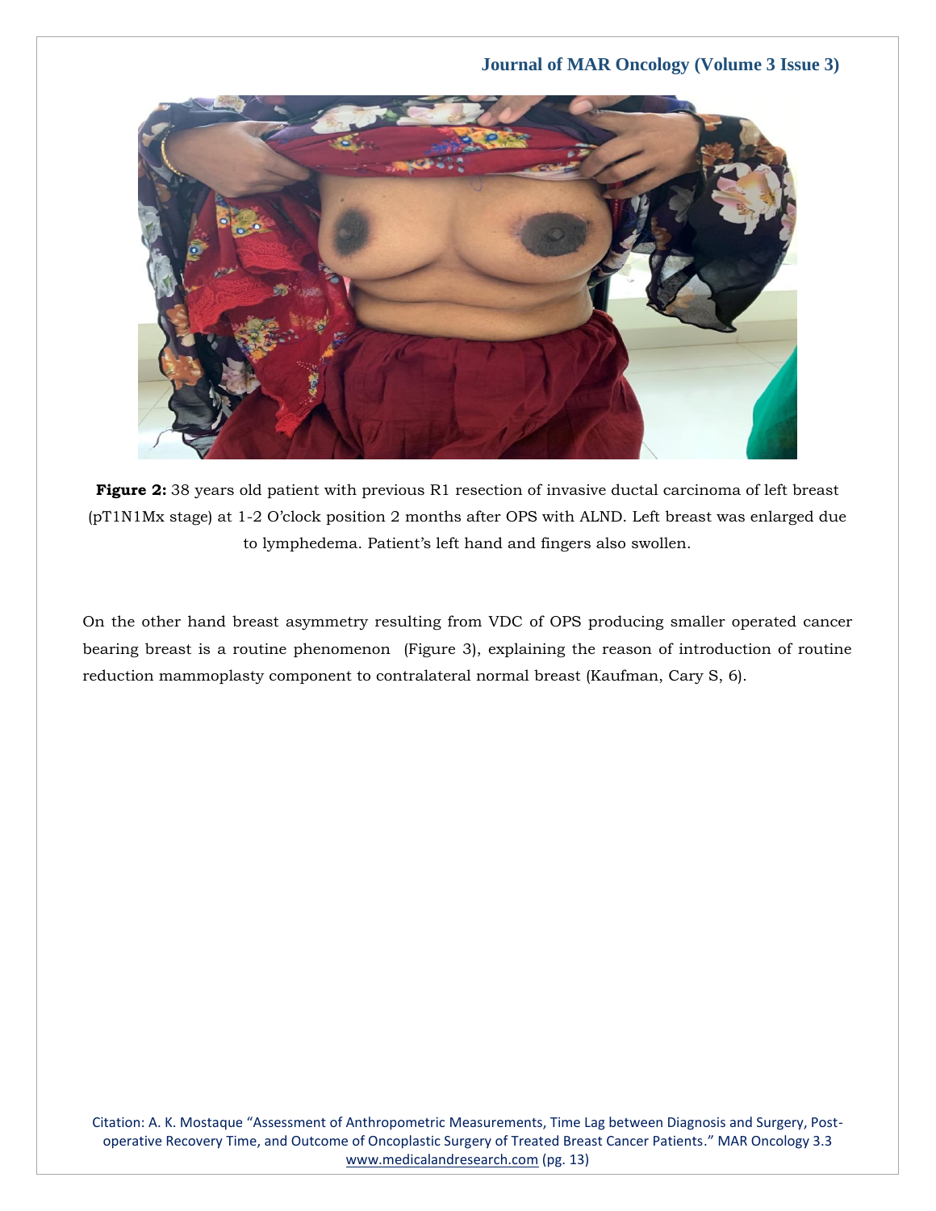**Figure 2:** 38 years old patient with previous R1 resection of invasive ductal carcinoma of left breast (pT1N1Mx stage) at 1-2 O'clock position 2 months after OPS with ALND. Left breast was enlarged due to lymphedema. Patient's left hand and fingers also swollen.

On the other hand breast asymmetry resulting from VDC of OPS producing smaller operated cancer bearing breast is a routine phenomenon (Figure 3), explaining the reason of introduction of routine reduction mammoplasty component to contralateral normal breast (Kaufman, Cary S, 6).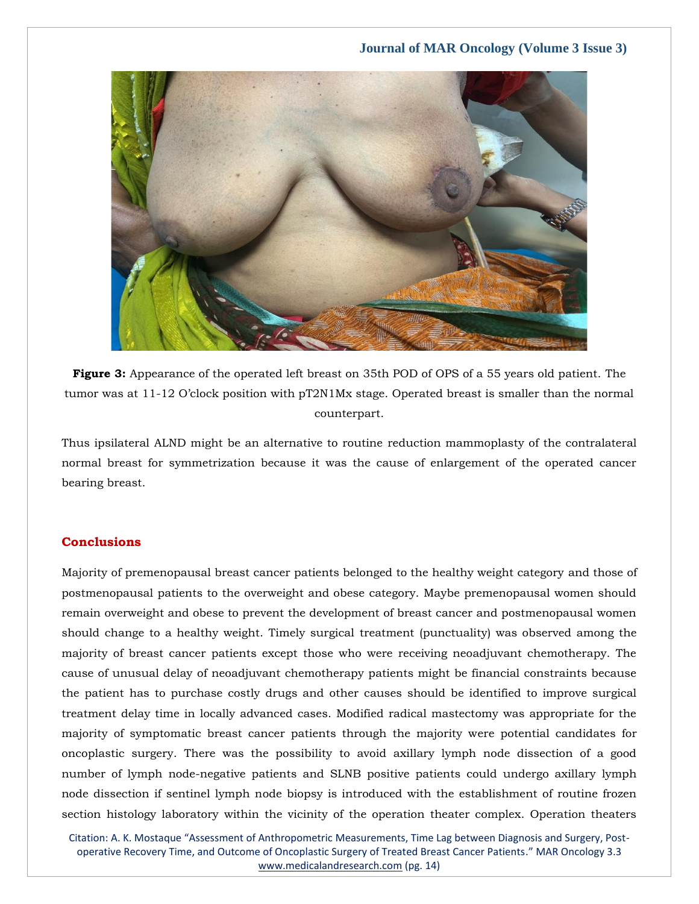**Figure 3:** Appearance of the operated left breast on 35th POD of OPS of a 55 years old patient. The tumor was at 11-12 O'clock position with pT2N1Mx stage. Operated breast is smaller than the normal counterpart.

Thus ipsilateral ALND might be an alternative to routine reduction mammoplasty of the contralateral normal breast for symmetrization because it was the cause of enlargement of the operated cancer bearing breast.

## Conclusions

Majority of premenopausal breast cancer patients belonged to the healthy weight category and those of postmenopausal patients to the overweight and obese category. Maybe premenopausal women should remain overweight and obese to prevent the development of breast cancer and postmenopausal women should change to a healthy weight. Timely surgical treatment (punctuality) was observed among the majority of breast cancer patients except those who were receiving neoadjuvant chemotherapy. The cause of unusual delay of neoadjuvant chemotherapy patients might be financial constraints because the patient has to purchase costly drugs and other causes should be identified to improve surgical treatment delay time in locally advanced cases. Modified radical mastectomy was appropriate for the majority of symptomatic breast cancer patients through the majority were potential candidates for oncoplastic surgery. There was the possibility to avoid axillary lymph node dissection of a good number of lymph node-negative patients and SLNB positive patients could undergo axillary lymph node dissection if sentinel lymph node biopsy is introduced with the establishment of routine frozen section histology laboratory within the vicinity of the operation theater complex. Operation theaters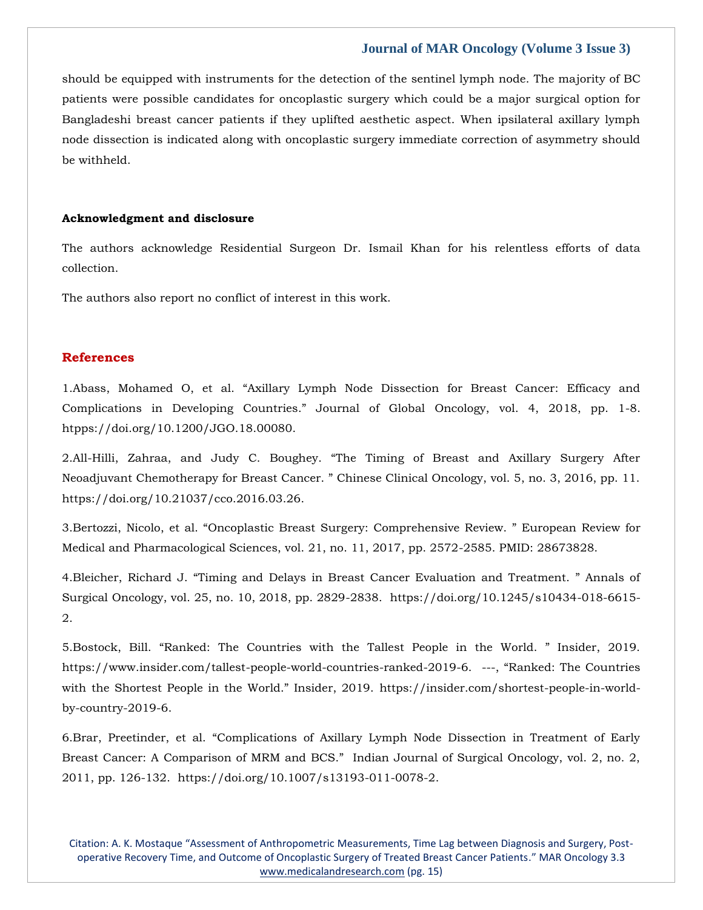should be equipped with instruments for the detection of the sentinel lymph node. The majority of BC patients were possible candidates for oncoplastic surgery which could be a major surgical option for Bangladeshi breast cancer patients if they uplifted aesthetic aspect. When ipsilateral axillary lymph node dissection is indicated along with oncoplastic surgery immediate correction of asymmetry should be withheld.

**Acknowledgment and disclosure**

The authors acknowledge Residential Surgeon Dr. Ismail Khan for his relentless efforts of data collection.

The authors also report no conflict of interest in this work.

## References

1.Abass, Mohamed O, et al. "Axillary Lymph Node Dissection for Breast Cancer: Efficacy and Complications in Developing Countries." Journal of Global Oncology, vol. 4, 2018, pp. 1-8. htpps://doi.org/10.1200/JGO.18.00080.

2.All-Hilli, Zahraa, and Judy C. Boughey. "The Timing of Breast and Axillary Surgery After Neoadjuvant Chemotherapy for Breast Cancer. " Chinese Clinical Oncology, vol. 5, no. 3, 2016, pp. 11. https://doi.org/10.21037/cco.2016.03.26.

3.Bertozzi, Nicolo, et al. "Oncoplastic Breast Surgery: Comprehensive Review. " European Review for Medical and Pharmacological Sciences, vol. 21, no. 11, 2017, pp. 2572-2585. PMID: 28673828.

4.Bleicher, Richard J. "Timing and Delays in Breast Cancer Evaluation and Treatment. " Annals of Surgical Oncology, vol. 25, no. 10, 2018, pp. 2829-2838. https://doi.org/10.1245/s10434-018-6615-2.

5.Bostock, Bill. "Ranked: The Countries with the Tallest People in the World. " Insider, 2019. https://www.insider.com/tallest-people-world-countries-ranked-2019-6. ---, "Ranked: The Countries with the Shortest People in the World." Insider, 2019. https://insider.com/shortest-people-in-world-by-country-2019-6.

6.Brar, Preetinder, et al. "Complications of Axillary Lymph Node Dissection in Treatment of Early Breast Cancer: A Comparison of MRM and BCS." Indian Journal of Surgical Oncology, vol. 2, no. 2, 2011, pp. 126-132. https://doi.org/10.1007/s13193-011-0078-2.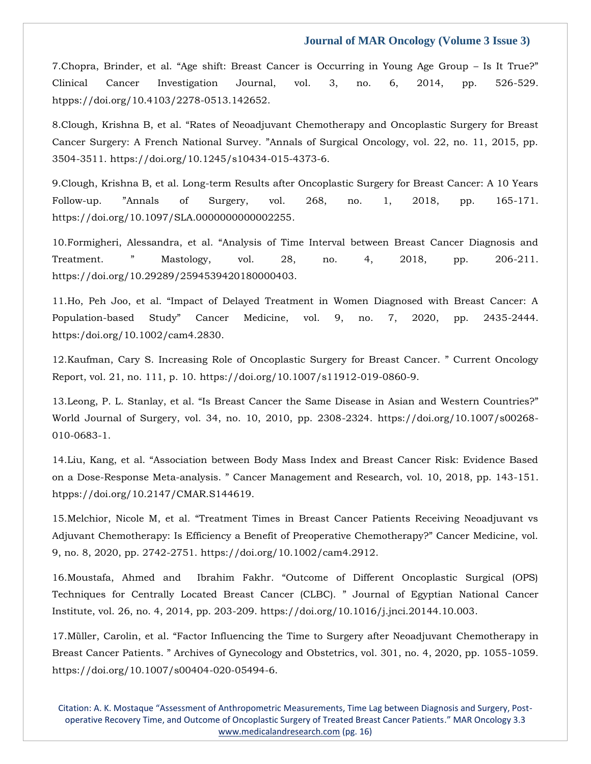7.Chopra, Brinder, et al. “Age shift: Breast Cancer is Occurring in Young Age Group – Is It True?” Clinical Cancer Investigation Journal, vol. 3, no. 6, 2014, pp. 526-529. htpps://doi.org/10.4103/2278-0513.142652.

8.Clough, Krishna B, et al. “Rates of Neoadjuvant Chemotherapy and Oncoplastic Surgery for Breast Cancer Surgery: A French National Survey. ”Annals of Surgical Oncology, vol. 22, no. 11, 2015, pp. 3504-3511. https://doi.org/10.1245/s10434-015-4373-6.

9.Clough, Krishna B, et al. Long-term Results after Oncoplastic Surgery for Breast Cancer: A 10 Years Follow-up. ”Annals of Surgery, vol. 268, no. 1, 2018, pp. 165-171. https://doi.org/10.1097/SLA.0000000000002255.

10.Formigheri, Alessandra, et al. “Analysis of Time Interval between Breast Cancer Diagnosis and Treatment. ” Mastology, vol. 28, no. 4, 2018, pp. 206-211. https://doi.org/10.29289/2594539420180000403.

11.Ho, Peh Joo, et al. “Impact of Delayed Treatment in Women Diagnosed with Breast Cancer: A Population-based Study” Cancer Medicine, vol. 9, no. 7, 2020, pp. 2435-2444. https:/doi.org/10.1002/cam4.2830.

12.Kaufman, Cary S. Increasing Role of Oncoplastic Surgery for Breast Cancer. ” Current Oncology Report, vol. 21, no. 111, p. 10. https://doi.org/10.1007/s11912-019-0860-9.

13.Leong, P. L. Stanlay, et al. “Is Breast Cancer the Same Disease in Asian and Western Countries?” World Journal of Surgery, vol. 34, no. 10, 2010, pp. 2308-2324. https://doi.org/10.1007/s00268-010-0683-1.

14.Liu, Kang, et al. “Association between Body Mass Index and Breast Cancer Risk: Evidence Based on a Dose-Response Meta-analysis. ” Cancer Management and Research, vol. 10, 2018, pp. 143-151. htpps://doi.org/10.2147/CMAR.S144619.

15.Melchior, Nicole M, et al. “Treatment Times in Breast Cancer Patients Receiving Neoadjuvant vs Adjuvant Chemotherapy: Is Efficiency a Benefit of Preoperative Chemotherapy?” Cancer Medicine, vol. 9, no. 8, 2020, pp. 2742-2751. https://doi.org/10.1002/cam4.2912.

16.Moustafa, Ahmed and Ibrahim Fakhr. “Outcome of Different Oncoplastic Surgical (OPS) Techniques for Centrally Located Breast Cancer (CLBC). ” Journal of Egyptian National Cancer Institute, vol. 26, no. 4, 2014, pp. 203-209. https://doi.org/10.1016/j.jnci.20144.10.003.

17.Mùller, Carolin, et al. “Factor Influencing the Time to Surgery after Neoadjuvant Chemotherapy in Breast Cancer Patients. ” Archives of Gynecology and Obstetrics, vol. 301, no. 4, 2020, pp. 1055-1059. https://doi.org/10.1007/s00404-020-05494-6.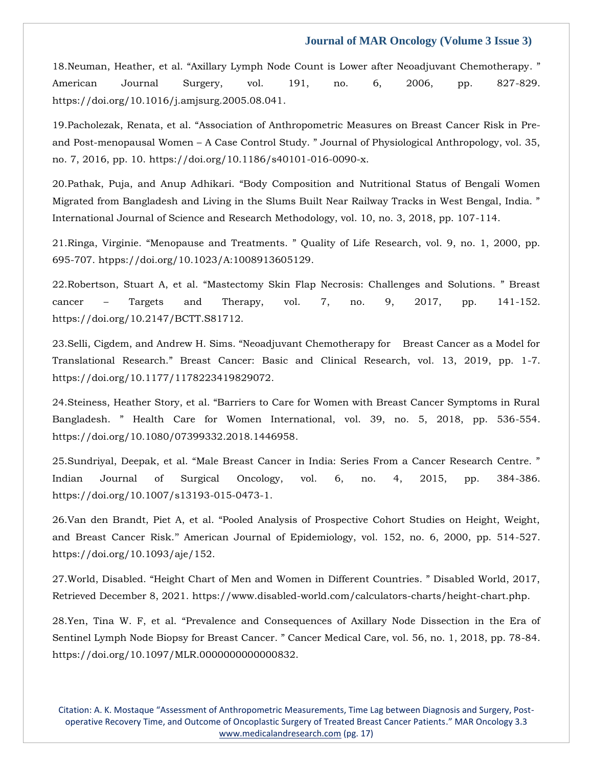18.Neuman, Heather, et al. "Axillary Lymph Node Count is Lower after Neoadjuvant Chemotherapy. " American Journal Surgery, vol. 191, no. 6, 2006, pp. 827-829. https://doi.org/10.1016/j.amjsurg.2005.08.041.

19.Pacholezak, Renata, et al. "Association of Anthropometric Measures on Breast Cancer Risk in Pre- and Post-menopausal Women – A Case Control Study. " Journal of Physiological Anthropology, vol. 35, no. 7, 2016, pp. 10. https://doi.org/10.1186/s40101-016-0090-x.

20.Pathak, Puja, and Anup Adhikari. "Body Composition and Nutritional Status of Bengali Women Migrated from Bangladesh and Living in the Slums Built Near Railway Tracks in West Bengal, India. " International Journal of Science and Research Methodology, vol. 10, no. 3, 2018, pp. 107-114.

21.Ringa, Virginie. "Menopause and Treatments. " Quality of Life Research, vol. 9, no. 1, 2000, pp. 695-707. htpps://doi.org/10.1023/A:1008913605129.

22.Robertson, Stuart A, et al. "Mastectomy Skin Flap Necrosis: Challenges and Solutions. " Breast cancer – Targets and Therapy, vol. 7, no. 9, 2017, pp. 141-152. https://doi.org/10.2147/BCTT.S81712.

23.Selli, Cigdem, and Andrew H. Sims. "Neoadjuvant Chemotherapy for Breast Cancer as a Model for Translational Research." Breast Cancer: Basic and Clinical Research, vol. 13, 2019, pp. 1-7. https://doi.org/10.1177/1178223419829072.

24.Steiness, Heather Story, et al. "Barriers to Care for Women with Breast Cancer Symptoms in Rural Bangladesh. " Health Care for Women International, vol. 39, no. 5, 2018, pp. 536-554. https://doi.org/10.1080/07399332.2018.1446958.

25.Sundriyal, Deepak, et al. "Male Breast Cancer in India: Series From a Cancer Research Centre. " Indian Journal of Surgical Oncology, vol. 6, no. 4, 2015, pp. 384-386. https://doi.org/10.1007/s13193-015-0473-1.

26.Van den Brandt, Piet A, et al. "Pooled Analysis of Prospective Cohort Studies on Height, Weight, and Breast Cancer Risk." American Journal of Epidemiology, vol. 152, no. 6, 2000, pp. 514-527. https://doi.org/10.1093/aje/152.

27.World, Disabled. "Height Chart of Men and Women in Different Countries. " Disabled World, 2017, Retrieved December 8, 2021. https://www.disabled-world.com/calculators-charts/height-chart.php.

28.Yen, Tina W. F, et al. "Prevalence and Consequences of Axillary Node Dissection in the Era of Sentinel Lymph Node Biopsy for Breast Cancer. " Cancer Medical Care, vol. 56, no. 1, 2018, pp. 78-84. https://doi.org/10.1097/MLR.0000000000000832.